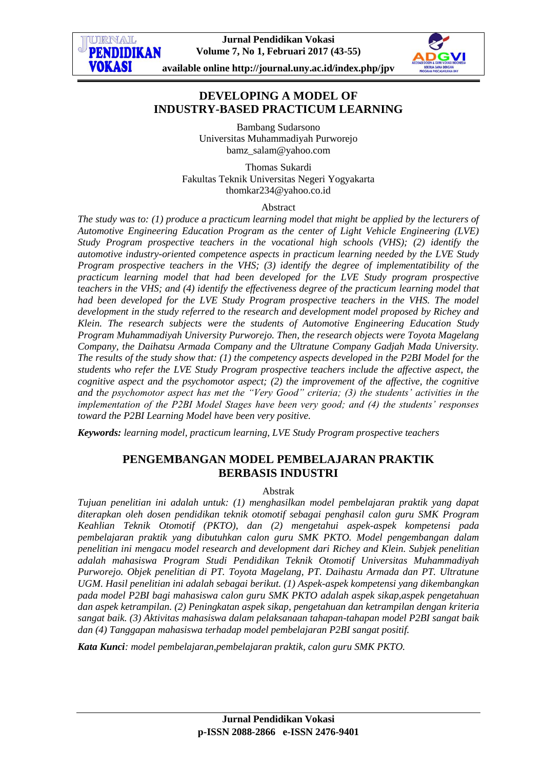# DEVELOPING A MODEL OF INDUSTRY-BASED PRACTICUM LEARNING

Bambang Sudarsono
Universitas Muhammadiyah Purworejo
bamz_salam@yahoo.com

Thomas Sukardi
Fakultas Teknik Universitas Negeri Yogyakarta
thomkar234@yahoo.co.id

## Abstract

*The study was to: (1) produce a practicum learning model that might be applied by the lecturers of Automotive Engineering Education Program as the center of Light Vehicle Engineering (LVE) Study Program prospective teachers in the vocational high schools (VHS); (2) identify the automotive industry-oriented competence aspects in practicum learning needed by the LVE Study Program prospective teachers in the VHS; (3) identify the degree of implementatibility of the practicum learning model that had been developed for the LVE Study program prospective teachers in the VHS; and (4) identify the effectiveness degree of the practicum learning model that had been developed for the LVE Study Program prospective teachers in the VHS. The model development in the study referred to the research and development model proposed by Richey and Klein. The research subjects were the students of Automotive Engineering Education Study Program Muhammadiyah University Purworejo. Then, the research objects were Toyota Magelang Company, the Daihatsu Armada Company and the Ultratune Company Gadjah Mada University. The results of the study show that: (1) the competency aspects developed in the P2BI Model for the students who refer the LVE Study Program prospective teachers include the affective aspect, the cognitive aspect and the psychomotor aspect; (2) the improvement of the affective, the cognitive and the psychomotor aspect has met the "Very Good" criteria; (3) the students' activities in the implementation of the P2BI Model Stages have been very good; and (4) the students' responses toward the P2BI Learning Model have been very positive.*

***Keywords:*** *learning model, practicum learning, LVE Study Program prospective teachers*

# PENGEMBANGAN MODEL PEMBELAJARAN PRAKTIK BERBASIS INDUSTRI

## Abstrak

*Tujuan penelitian ini adalah untuk: (1) menghasilkan model pembelajaran praktik yang dapat diterapkan oleh dosen pendidikan teknik otomotif sebagai penghasil calon guru SMK Program Keahlian Teknik Otomotif (PKTO), dan (2) mengetahui aspek-aspek kompetensi pada pembelajaran praktik yang dibutuhkan calon guru SMK PKTO. Model pengembangan dalam penelitian ini mengacu model research and development dari Richey and Klein. Subjek penelitian adalah mahasiswa Program Studi Pendidikan Teknik Otomotif Universitas Muhammadiyah Purworejo. Objek penelitian di PT. Toyota Magelang, PT. Daihastu Armada dan PT. Ultratune UGM. Hasil penelitian ini adalah sebagai berikut. (1) Aspek-aspek kompetensi yang dikembangkan pada model P2BI bagi mahasiswa calon guru SMK PKTO adalah aspek sikap,aspek pengetahuan dan aspek ketrampilan. (2) Peningkatan aspek sikap, pengetahuan dan ketrampilan dengan kriteria sangat baik. (3) Aktivitas mahasiswa dalam pelaksanaan tahapan-tahapan model P2BI sangat baik dan (4) Tanggapan mahasiswa terhadap model pembelajaran P2BI sangat positif.*

***Kata Kunci****: model pembelajaran,pembelajaran praktik, calon guru SMK PKTO.*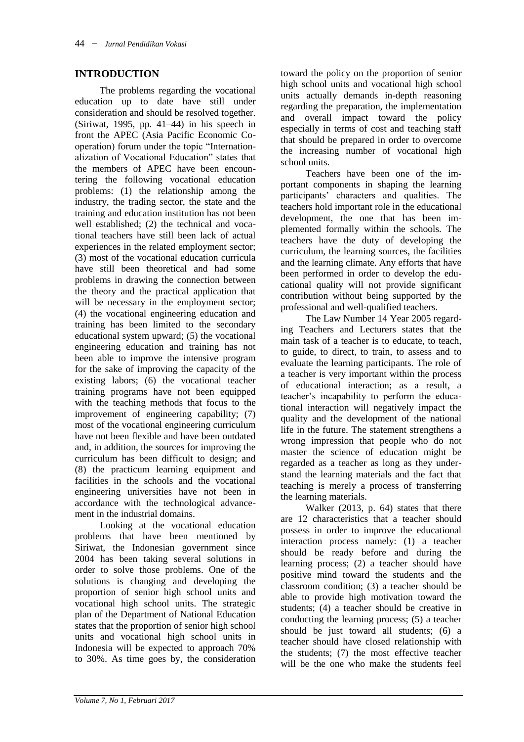## INTRODUCTION

The problems regarding the vocational education up to date have still under consideration and should be resolved together. (Siriwat, 1995, pp. 41–44) in his speech in front the APEC (Asia Pacific Economic Co-operation) forum under the topic "Internationalization of Vocational Education" states that the members of APEC have been encountering the following vocational education problems: (1) the relationship among the industry, the trading sector, the state and the training and education institution has not been well established; (2) the technical and vocational teachers have still been lack of actual experiences in the related employment sector; (3) most of the vocational education curricula have still been theoretical and had some problems in drawing the connection between the theory and the practical application that will be necessary in the employment sector; (4) the vocational engineering education and training has been limited to the secondary educational system upward; (5) the vocational engineering education and training has not been able to improve the intensive program for the sake of improving the capacity of the existing labors; (6) the vocational teacher training programs have not been equipped with the teaching methods that focus to the improvement of engineering capability; (7) most of the vocational engineering curriculum have not been flexible and have been outdated and, in addition, the sources for improving the curriculum has been difficult to design; and (8) the practicum learning equipment and facilities in the schools and the vocational engineering universities have not been in accordance with the technological advancement in the industrial domains.

Looking at the vocational education problems that have been mentioned by Siriwat, the Indonesian government since 2004 has been taking several solutions in order to solve those problems. One of the solutions is changing and developing the proportion of senior high school units and vocational high school units. The strategic plan of the Department of National Education states that the proportion of senior high school units and vocational high school units in Indonesia will be expected to approach 70% to 30%. As time goes by, the consideration toward the policy on the proportion of senior high school units and vocational high school units actually demands in-depth reasoning regarding the preparation, the implementation and overall impact toward the policy especially in terms of cost and teaching staff that should be prepared in order to overcome the increasing number of vocational high school units.

Teachers have been one of the important components in shaping the learning participants' characters and qualities. The teachers hold important role in the educational development, the one that has been implemented formally within the schools. The teachers have the duty of developing the curriculum, the learning sources, the facilities and the learning climate. Any efforts that have been performed in order to develop the educational quality will not provide significant contribution without being supported by the professional and well-qualified teachers.

The Law Number 14 Year 2005 regarding Teachers and Lecturers states that the main task of a teacher is to educate, to teach, to guide, to direct, to train, to assess and to evaluate the learning participants. The role of a teacher is very important within the process of educational interaction; as a result, a teacher's incapability to perform the educational interaction will negatively impact the quality and the development of the national life in the future. The statement strengthens a wrong impression that people who do not master the science of education might be regarded as a teacher as long as they understand the learning materials and the fact that teaching is merely a process of transferring the learning materials.

Walker (2013, p. 64) states that there are 12 characteristics that a teacher should possess in order to improve the educational interaction process namely: (1) a teacher should be ready before and during the learning process; (2) a teacher should have positive mind toward the students and the classroom condition; (3) a teacher should be able to provide high motivation toward the students; (4) a teacher should be creative in conducting the learning process; (5) a teacher should be just toward all students; (6) a teacher should have closed relationship with the students; (7) the most effective teacher will be the one who make the students feel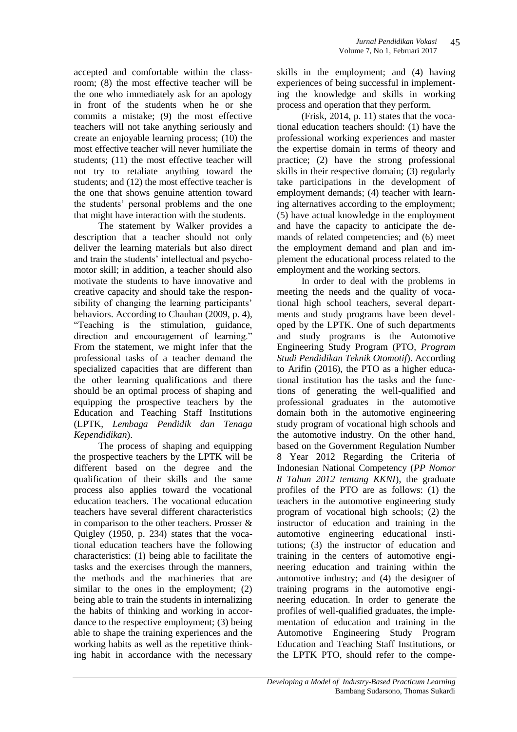accepted and comfortable within the classroom; (8) the most effective teacher will be the one who immediately ask for an apology in front of the students when he or she commits a mistake; (9) the most effective teachers will not take anything seriously and create an enjoyable learning process; (10) the most effective teacher will never humiliate the students; (11) the most effective teacher will not try to retaliate anything toward the students; and (12) the most effective teacher is the one that shows genuine attention toward the students' personal problems and the one that might have interaction with the students.

The statement by Walker provides a description that a teacher should not only deliver the learning materials but also direct and train the students' intellectual and psychomotor skill; in addition, a teacher should also motivate the students to have innovative and creative capacity and should take the responsibility of changing the learning participants' behaviors. According to Chauhan (2009, p. 4), "Teaching is the stimulation, guidance, direction and encouragement of learning." From the statement, we might infer that the professional tasks of a teacher demand the specialized capacities that are different than the other learning qualifications and there should be an optimal process of shaping and equipping the prospective teachers by the Education and Teaching Staff Institutions (LPTK, *Lembaga Pendidik dan Tenaga Kependidikan*).

The process of shaping and equipping the prospective teachers by the LPTK will be different based on the degree and the qualification of their skills and the same process also applies toward the vocational education teachers. The vocational education teachers have several different characteristics in comparison to the other teachers. Prosser & Quigley (1950, p. 234) states that the vocational education teachers have the following characteristics: (1) being able to facilitate the tasks and the exercises through the manners, the methods and the machineries that are similar to the ones in the employment; (2) being able to train the students in internalizing the habits of thinking and working in accordance to the respective employment; (3) being able to shape the training experiences and the working habits as well as the repetitive thinking habit in accordance with the necessary skills in the employment; and (4) having experiences of being successful in implementing the knowledge and skills in working process and operation that they perform.

(Frisk, 2014, p. 11) states that the vocational education teachers should: (1) have the professional working experiences and master the expertise domain in terms of theory and practice; (2) have the strong professional skills in their respective domain; (3) regularly take participations in the development of employment demands; (4) teacher with learning alternatives according to the employment; (5) have actual knowledge in the employment and have the capacity to anticipate the demands of related competencies; and (6) meet the employment demand and plan and implement the educational process related to the employment and the working sectors.

In order to deal with the problems in meeting the needs and the quality of vocational high school teachers, several departments and study programs have been developed by the LPTK. One of such departments and study programs is the Automotive Engineering Study Program (PTO, *Program Studi Pendidikan Teknik Otomotif*). According to Arifin (2016), the PTO as a higher educational institution has the tasks and the functions of generating the well-qualified and professional graduates in the automotive domain both in the automotive engineering study program of vocational high schools and the automotive industry. On the other hand, based on the Government Regulation Number 8 Year 2012 Regarding the Criteria of Indonesian National Competency (*PP Nomor 8 Tahun 2012 tentang KKNI*), the graduate profiles of the PTO are as follows: (1) the teachers in the automotive engineering study program of vocational high schools; (2) the instructor of education and training in the automotive engineering educational institutions; (3) the instructor of education and training in the centers of automotive engineering education and training within the automotive industry; and (4) the designer of training programs in the automotive engineering education. In order to generate the profiles of well-qualified graduates, the implementation of education and training in the Automotive Engineering Study Program Education and Teaching Staff Institutions, or the LPTK PTO, should refer to the compe-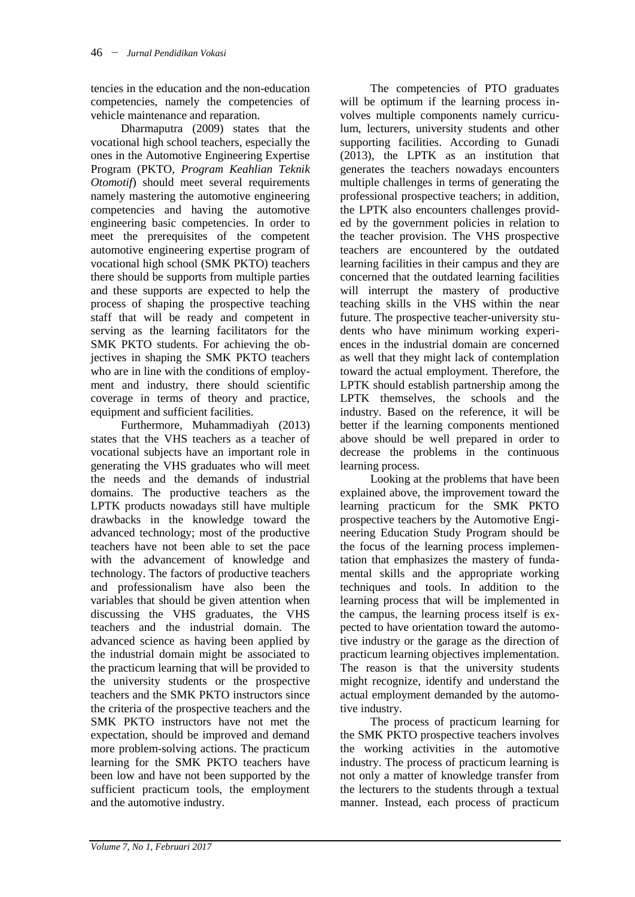tencies in the education and the non-education competencies, namely the competencies of vehicle maintenance and reparation.

Dharmaputra (2009) states that the vocational high school teachers, especially the ones in the Automotive Engineering Expertise Program (PKTO, *Program Keahlian Teknik Otomotif*) should meet several requirements namely mastering the automotive engineering competencies and having the automotive engineering basic competencies. In order to meet the prerequisites of the competent automotive engineering expertise program of vocational high school (SMK PKTO) teachers there should be supports from multiple parties and these supports are expected to help the process of shaping the prospective teaching staff that will be ready and competent in serving as the learning facilitators for the SMK PKTO students. For achieving the objectives in shaping the SMK PKTO teachers who are in line with the conditions of employment and industry, there should scientific coverage in terms of theory and practice, equipment and sufficient facilities.

Furthermore, Muhammadiyah (2013) states that the VHS teachers as a teacher of vocational subjects have an important role in generating the VHS graduates who will meet the needs and the demands of industrial domains. The productive teachers as the LPTK products nowadays still have multiple drawbacks in the knowledge toward the advanced technology; most of the productive teachers have not been able to set the pace with the advancement of knowledge and technology. The factors of productive teachers and professionalism have also been the variables that should be given attention when discussing the VHS graduates, the VHS teachers and the industrial domain. The advanced science as having been applied by the industrial domain might be associated to the practicum learning that will be provided to the university students or the prospective teachers and the SMK PKTO instructors since the criteria of the prospective teachers and the SMK PKTO instructors have not met the expectation, should be improved and demand more problem-solving actions. The practicum learning for the SMK PKTO teachers have been low and have not been supported by the sufficient practicum tools, the employment and the automotive industry.

The competencies of PTO graduates will be optimum if the learning process involves multiple components namely curriculum, lecturers, university students and other supporting facilities. According to Gunadi (2013), the LPTK as an institution that generates the teachers nowadays encounters multiple challenges in terms of generating the professional prospective teachers; in addition, the LPTK also encounters challenges provided by the government policies in relation to the teacher provision. The VHS prospective teachers are encountered by the outdated learning facilities in their campus and they are concerned that the outdated learning facilities will interrupt the mastery of productive teaching skills in the VHS within the near future. The prospective teacher-university students who have minimum working experiences in the industrial domain are concerned as well that they might lack of contemplation toward the actual employment. Therefore, the LPTK should establish partnership among the LPTK themselves, the schools and the industry. Based on the reference, it will be better if the learning components mentioned above should be well prepared in order to decrease the problems in the continuous learning process.

Looking at the problems that have been explained above, the improvement toward the learning practicum for the SMK PKTO prospective teachers by the Automotive Engineering Education Study Program should be the focus of the learning process implementation that emphasizes the mastery of fundamental skills and the appropriate working techniques and tools. In addition to the learning process that will be implemented in the campus, the learning process itself is expected to have orientation toward the automotive industry or the garage as the direction of practicum learning objectives implementation. The reason is that the university students might recognize, identify and understand the actual employment demanded by the automotive industry.

The process of practicum learning for the SMK PKTO prospective teachers involves the working activities in the automotive industry. The process of practicum learning is not only a matter of knowledge transfer from the lecturers to the students through a textual manner. Instead, each process of practicum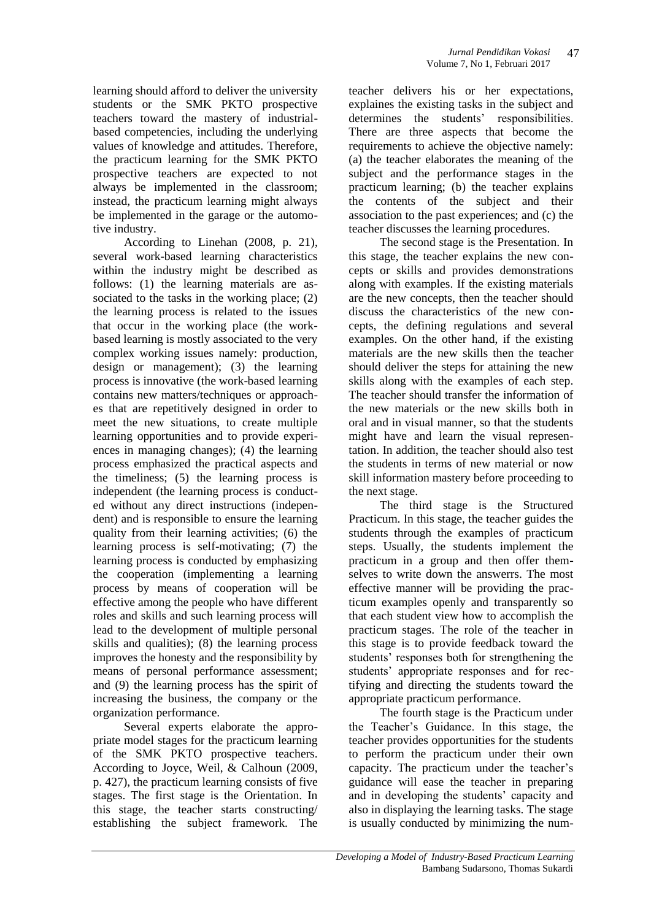learning should afford to deliver the university students or the SMK PKTO prospective teachers toward the mastery of industrial-based competencies, including the underlying values of knowledge and attitudes. Therefore, the practicum learning for the SMK PKTO prospective teachers are expected to not always be implemented in the classroom; instead, the practicum learning might always be implemented in the garage or the automotive industry.

According to Linehan (2008, p. 21), several work-based learning characteristics within the industry might be described as follows: (1) the learning materials are associated to the tasks in the working place; (2) the learning process is related to the issues that occur in the working place (the work-based learning is mostly associated to the very complex working issues namely: production, design or management); (3) the learning process is innovative (the work-based learning contains new matters/techniques or approaches that are repetitively designed in order to meet the new situations, to create multiple learning opportunities and to provide experiences in managing changes); (4) the learning process emphasized the practical aspects and the timeliness; (5) the learning process is independent (the learning process is conducted without any direct instructions (independent) and is responsible to ensure the learning quality from their learning activities; (6) the learning process is self-motivating; (7) the learning process is conducted by emphasizing the cooperation (implementing a learning process by means of cooperation will be effective among the people who have different roles and skills and such learning process will lead to the development of multiple personal skills and qualities); (8) the learning process improves the honesty and the responsibility by means of personal performance assessment; and (9) the learning process has the spirit of increasing the business, the company or the organization performance.

Several experts elaborate the appropriate model stages for the practicum learning of the SMK PKTO prospective teachers. According to Joyce, Weil, & Calhoun (2009, p. 427), the practicum learning consists of five stages. The first stage is the Orientation. In this stage, the teacher starts constructing/ establishing the subject framework. The teacher delivers his or her expectations, explaines the existing tasks in the subject and determines the students' responsibilities. There are three aspects that become the requirements to achieve the objective namely: (a) the teacher elaborates the meaning of the subject and the performance stages in the practicum learning; (b) the teacher explains the contents of the subject and their association to the past experiences; and (c) the teacher discusses the learning procedures.

The second stage is the Presentation. In this stage, the teacher explains the new concepts or skills and provides demonstrations along with examples. If the existing materials are the new concepts, then the teacher should discuss the characteristics of the new concepts, the defining regulations and several examples. On the other hand, if the existing materials are the new skills then the teacher should deliver the steps for attaining the new skills along with the examples of each step. The teacher should transfer the information of the new materials or the new skills both in oral and in visual manner, so that the students might have and learn the visual representation. In addition, the teacher should also test the students in terms of new material or now skill information mastery before proceeding to the next stage.

The third stage is the Structured Practicum. In this stage, the teacher guides the students through the examples of practicum steps. Usually, the students implement the practicum in a group and then offer themselves to write down the answerrs. The most effective manner will be providing the practicum examples openly and transparently so that each student view how to accomplish the practicum stages. The role of the teacher in this stage is to provide feedback toward the students' responses both for strengthening the students' appropriate responses and for rectifying and directing the students toward the appropriate practicum performance.

The fourth stage is the Practicum under the Teacher's Guidance. In this stage, the teacher provides opportunities for the students to perform the practicum under their own capacity. The practicum under the teacher's guidance will ease the teacher in preparing and in developing the students' capacity and also in displaying the learning tasks. The stage is usually conducted by minimizing the num-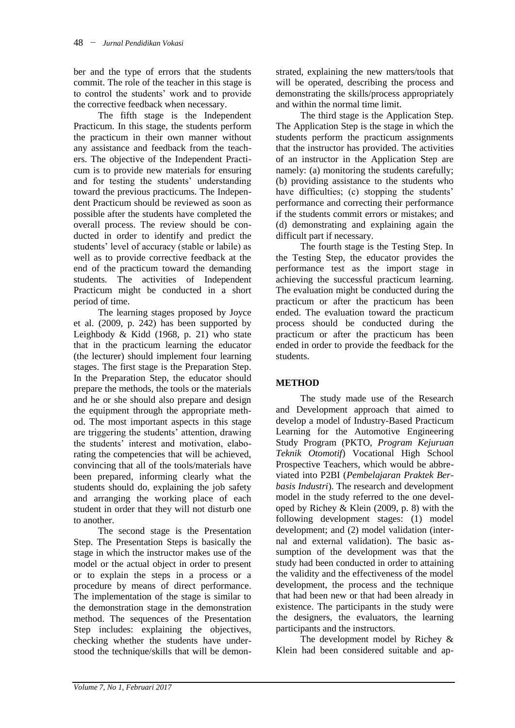ber and the type of errors that the students commit. The role of the teacher in this stage is to control the students' work and to provide the corrective feedback when necessary.

The fifth stage is the Independent Practicum. In this stage, the students perform the practicum in their own manner without any assistance and feedback from the teachers. The objective of the Independent Practicum is to provide new materials for ensuring and for testing the students' understanding toward the previous practicums. The Independent Practicum should be reviewed as soon as possible after the students have completed the overall process. The review should be conducted in order to identify and predict the students' level of accuracy (stable or labile) as well as to provide corrective feedback at the end of the practicum toward the demanding students. The activities of Independent Practicum might be conducted in a short period of time.

The learning stages proposed by Joyce et al. (2009, p. 242) has been supported by Leighbody & Kidd (1968, p. 21) who state that in the practicum learning the educator (the lecturer) should implement four learning stages. The first stage is the Preparation Step. In the Preparation Step, the educator should prepare the methods, the tools or the materials and he or she should also prepare and design the equipment through the appropriate method. The most important aspects in this stage are triggering the students' attention, drawing the students' interest and motivation, elaborating the competencies that will be achieved, convincing that all of the tools/materials have been prepared, informing clearly what the students should do, explaining the job safety and arranging the working place of each student in order that they will not disturb one to another.

The second stage is the Presentation Step. The Presentation Steps is basically the stage in which the instructor makes use of the model or the actual object in order to present or to explain the steps in a process or a procedure by means of direct performance. The implementation of the stage is similar to the demonstration stage in the demonstration method. The sequences of the Presentation Step includes: explaining the objectives, checking whether the students have understood the technique/skills that will be demonstrated, explaining the new matters/tools that will be operated, describing the process and demonstrating the skills/process appropriately and within the normal time limit.

The third stage is the Application Step. The Application Step is the stage in which the students perform the practicum assignments that the instructor has provided. The activities of an instructor in the Application Step are namely: (a) monitoring the students carefully; (b) providing assistance to the students who have difficulties; (c) stopping the students' performance and correcting their performance if the students commit errors or mistakes; and (d) demonstrating and explaining again the difficult part if necessary.

The fourth stage is the Testing Step. In the Testing Step, the educator provides the performance test as the import stage in achieving the successful practicum learning. The evaluation might be conducted during the practicum or after the practicum has been ended. The evaluation toward the practicum process should be conducted during the practicum or after the practicum has been ended in order to provide the feedback for the students.

## METHOD

The study made use of the Research and Development approach that aimed to develop a model of Industry-Based Practicum Learning for the Automotive Engineering Study Program (PKTO, *Program Kejuruan Teknik Otomotif*) Vocational High School Prospective Teachers, which would be abbreviated into P2BI (*Pembelajaran Praktek Berbasis Industri*). The research and development model in the study referred to the one developed by Richey & Klein (2009, p. 8) with the following development stages: (1) model development; and (2) model validation (internal and external validation). The basic assumption of the development was that the study had been conducted in order to attaining the validity and the effectiveness of the model development, the process and the technique that had been new or that had been already in existence. The participants in the study were the designers, the evaluators, the learning participants and the instructors.

The development model by Richey & Klein had been considered suitable and ap-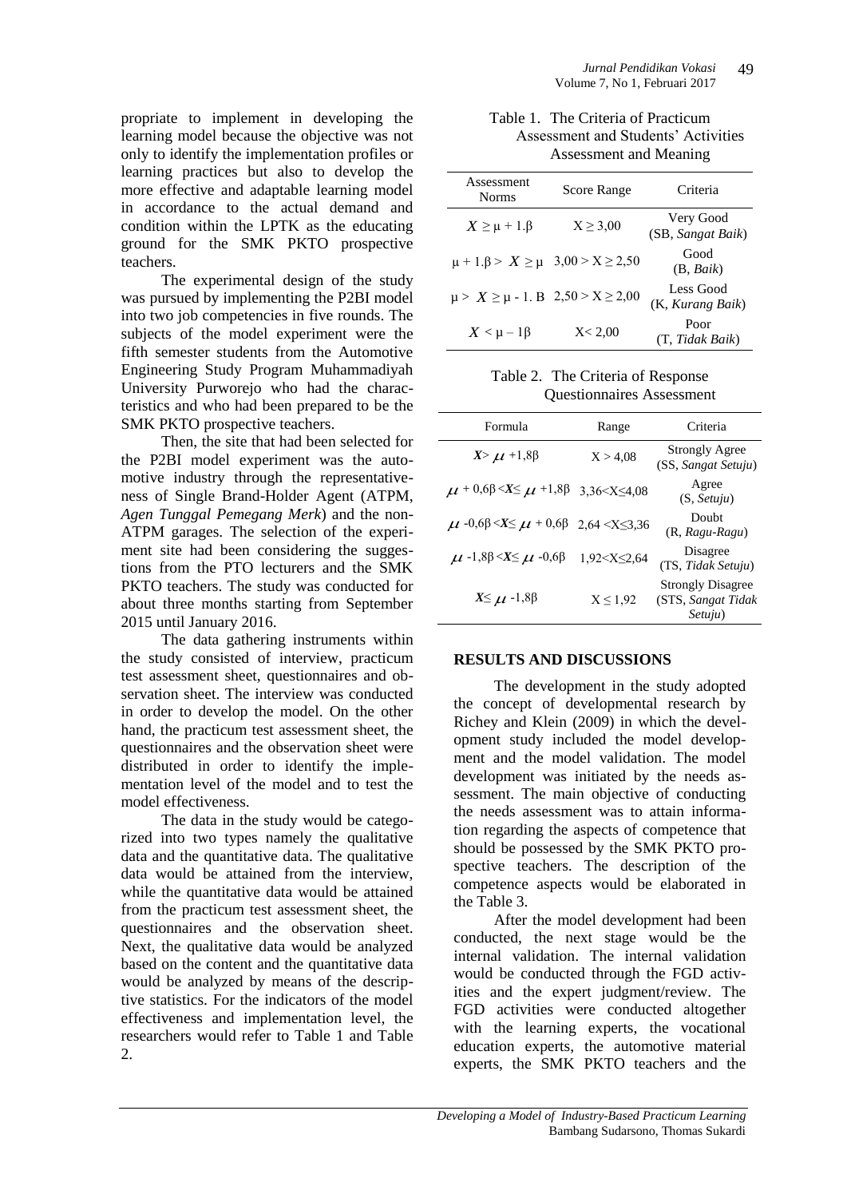propriate to implement in developing the learning model because the objective was not only to identify the implementation profiles or learning practices but also to develop the more effective and adaptable learning model in accordance to the actual demand and condition within the LPTK as the educating ground for the SMK PKTO prospective teachers.

The experimental design of the study was pursued by implementing the P2BI model into two job competencies in five rounds. The subjects of the model experiment were the fifth semester students from the Automotive Engineering Study Program Muhammadiyah University Purworejo who had the characteristics and who had been prepared to be the SMK PKTO prospective teachers.

Then, the site that had been selected for the P2BI model experiment was the automotive industry through the representativeness of Single Brand-Holder Agent (ATPM, *Agen Tunggal Pemegang Merk*) and the non-ATPM garages. The selection of the experiment site had been considering the suggestions from the PTO lecturers and the SMK PKTO teachers. The study was conducted for about three months starting from September 2015 until January 2016.

The data gathering instruments within the study consisted of interview, practicum test assessment sheet, questionnaires and observation sheet. The interview was conducted in order to develop the model. On the other hand, the practicum test assessment sheet, the questionnaires and the observation sheet were distributed in order to identify the implementation level of the model and to test the model effectiveness.

The data in the study would be categorized into two types namely the qualitative data and the quantitative data. The qualitative data would be attained from the interview, while the quantitative data would be attained from the practicum test assessment sheet, the questionnaires and the observation sheet. Next, the qualitative data would be analyzed based on the content and the quantitative data would be analyzed by means of the descriptive statistics. For the indicators of the model effectiveness and implementation level, the researchers would refer to Table 1 and Table 2.

Table 1. The Criteria of Practicum Assessment and Students' Activities Assessment and Meaning

| Assessment Norms | Score Range | Criteria |
|---|---|---|
| $X \geq \mu + 1.\beta$ | $X \geq 3,00$ | Very Good (SB, *Sangat Baik*) |
| $\mu + 1.\beta > X \geq \mu$ | $3,00 > X \geq 2,50$ | Good (B, *Baik*) |
| $\mu > X \geq \mu - 1.\beta$ | $2,50 > X \geq 2,00$ | Less Good (K, *Kurang Baik*) |
| $X < \mu - 1\beta$ | $X < 2,00$ | Poor (T, *Tidak Baik*) |

Table 2. The Criteria of Response Questionnaires Assessment

| Formula | Range | Criteria |
|---|---|---|
| $X > \mu + 1{,}8\beta$ | $X > 4{,}08$ | Strongly Agree (SS, *Sangat Setuju*) |
| $\mu + 0{,}6\beta < X \leq \mu + 1{,}8\beta$ | $3{,}36 < X \leq 4{,}08$ | Agree (S, *Setuju*) |
| $\mu - 0{,}6\beta < X \leq \mu + 0{,}6\beta$ | $2{,}64 < X \leq 3{,}36$ | Doubt (R, *Ragu-Ragu*) |
| $\mu - 1{,}8\beta < X \leq \mu - 0{,}6\beta$ | $1{,}92 < X \leq 2{,}64$ | Disagree (TS, *Tidak Setuju*) |
| $X \leq \mu - 1{,}8\beta$ | $X \leq 1{,}92$ | Strongly Disagree (STS, *Sangat Tidak Setuju*) |

## RESULTS AND DISCUSSIONS

The development in the study adopted the concept of developmental research by Richey and Klein (2009) in which the development study included the model development and the model validation. The model development was initiated by the needs assessment. The main objective of conducting the needs assessment was to attain information regarding the aspects of competence that should be possessed by the SMK PKTO prospective teachers. The description of the competence aspects would be elaborated in the Table 3.

After the model development had been conducted, the next stage would be the internal validation. The internal validation would be conducted through the FGD activities and the expert judgment/review. The FGD activities were conducted altogether with the learning experts, the vocational education experts, the automotive material experts, the SMK PKTO teachers and the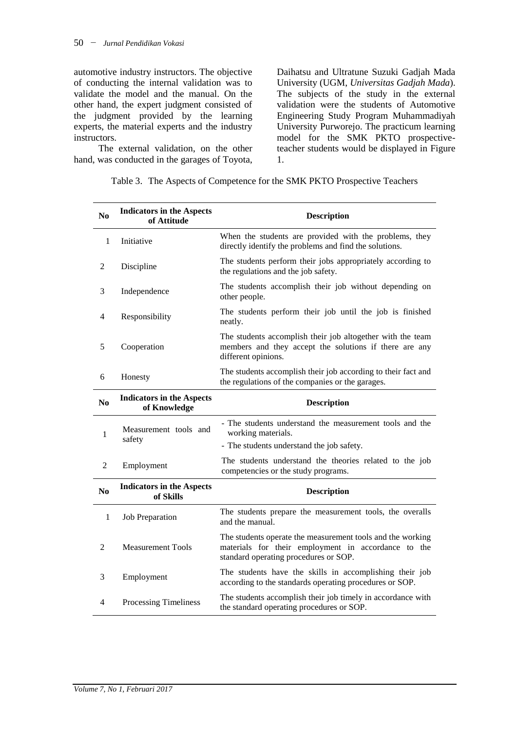automotive industry instructors. The objective of conducting the internal validation was to validate the model and the manual. On the other hand, the expert judgment consisted of the judgment provided by the learning experts, the material experts and the industry instructors.

The external validation, on the other hand, was conducted in the garages of Toyota, Daihatsu and Ultratune Suzuki Gadjah Mada University (UGM, *Universitas Gadjah Mada*). The subjects of the study in the external validation were the students of Automotive Engineering Study Program Muhammadiyah University Purworejo. The practicum learning model for the SMK PKTO prospective-teacher students would be displayed in Figure 1.

Table 3. The Aspects of Competence for the SMK PKTO Prospective Teachers

| No | Indicators in the Aspects of Attitude | Description |
|---|---|---|
| 1 | Initiative | When the students are provided with the problems, they directly identify the problems and find the solutions. |
| 2 | Discipline | The students perform their jobs appropriately according to the regulations and the job safety. |
| 3 | Independence | The students accomplish their job without depending on other people. |
| 4 | Responsibility | The students perform their job until the job is finished neatly. |
| 5 | Cooperation | The students accomplish their job altogether with the team members and they accept the solutions if there are any different opinions. |
| 6 | Honesty | The students accomplish their job according to their fact and the regulations of the companies or the garages. |
| **No** | **Indicators in the Aspects of Knowledge** | **Description** |
| 1 | Measurement tools and safety | - The students understand the measurement tools and the working materials.<br>- The students understand the job safety. |
| 2 | Employment | The students understand the theories related to the job competencies or the study programs. |
| **No** | **Indicators in the Aspects of Skills** | **Description** |
| 1 | Job Preparation | The students prepare the measurement tools, the overalls and the manual. |
| 2 | Measurement Tools | The students operate the measurement tools and the working materials for their employment in accordance to the standard operating procedures or SOP. |
| 3 | Employment | The students have the skills in accomplishing their job according to the standards operating procedures or SOP. |
| 4 | Processing Timeliness | The students accomplish their job timely in accordance with the standard operating procedures or SOP. |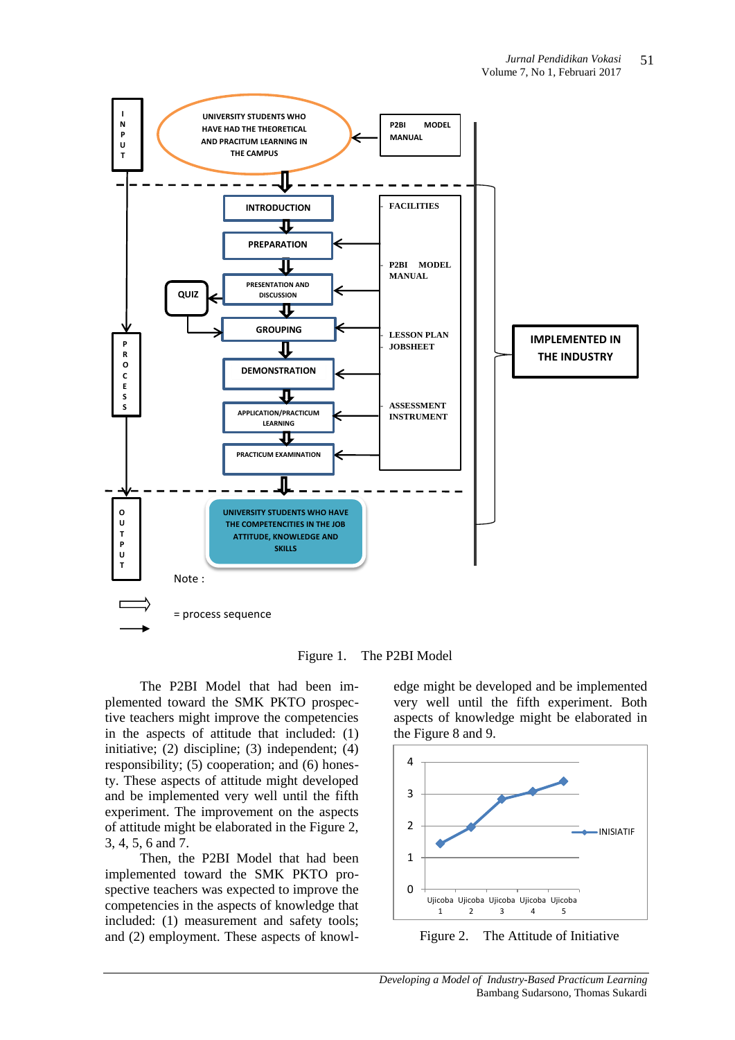Figure 1. The P2BI Model

The P2BI Model that had been implemented toward the SMK PKTO prospective teachers might improve the competencies in the aspects of attitude that included: (1) initiative; (2) discipline; (3) independent; (4) responsibility; (5) cooperation; and (6) honesty. These aspects of attitude might developed and be implemented very well until the fifth experiment. The improvement on the aspects of attitude might be elaborated in the Figure 2, 3, 4, 5, 6 and 7.

Then, the P2BI Model that had been implemented toward the SMK PKTO prospective teachers was expected to improve the competencies in the aspects of knowledge that included: (1) measurement and safety tools; and (2) employment. These aspects of knowledge might be developed and be implemented very well until the fifth experiment. Both aspects of knowledge might be elaborated in the Figure 8 and 9.

Figure 2. The Attitude of Initiative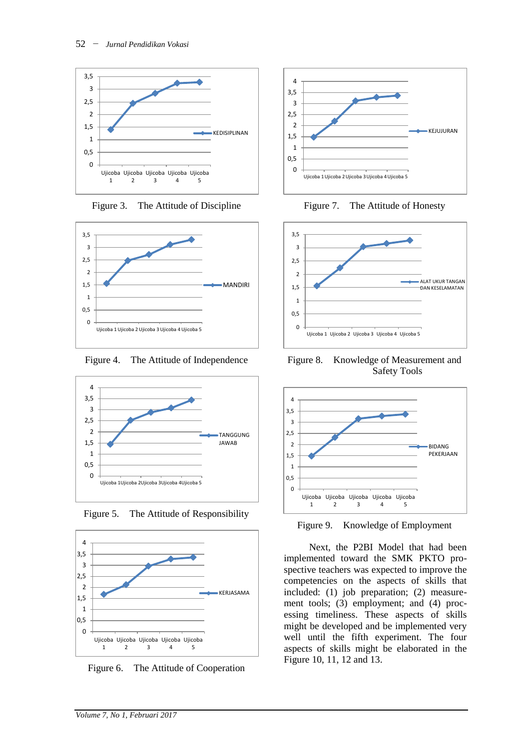Figure 3. The Attitude of Discipline

Figure 4. The Attitude of Independence

Figure 5. The Attitude of Responsibility

Figure 6. The Attitude of Cooperation

Figure 7. The Attitude of Honesty

Figure 8. Knowledge of Measurement and Safety Tools

Figure 9. Knowledge of Employment

Next, the P2BI Model that had been implemented toward the SMK PKTO prospective teachers was expected to improve the competencies on the aspects of skills that included: (1) job preparation; (2) measurement tools; (3) employment; and (4) processing timeliness. These aspects of skills might be developed and be implemented very well until the fifth experiment. The four aspects of skills might be elaborated in the Figure 10, 11, 12 and 13.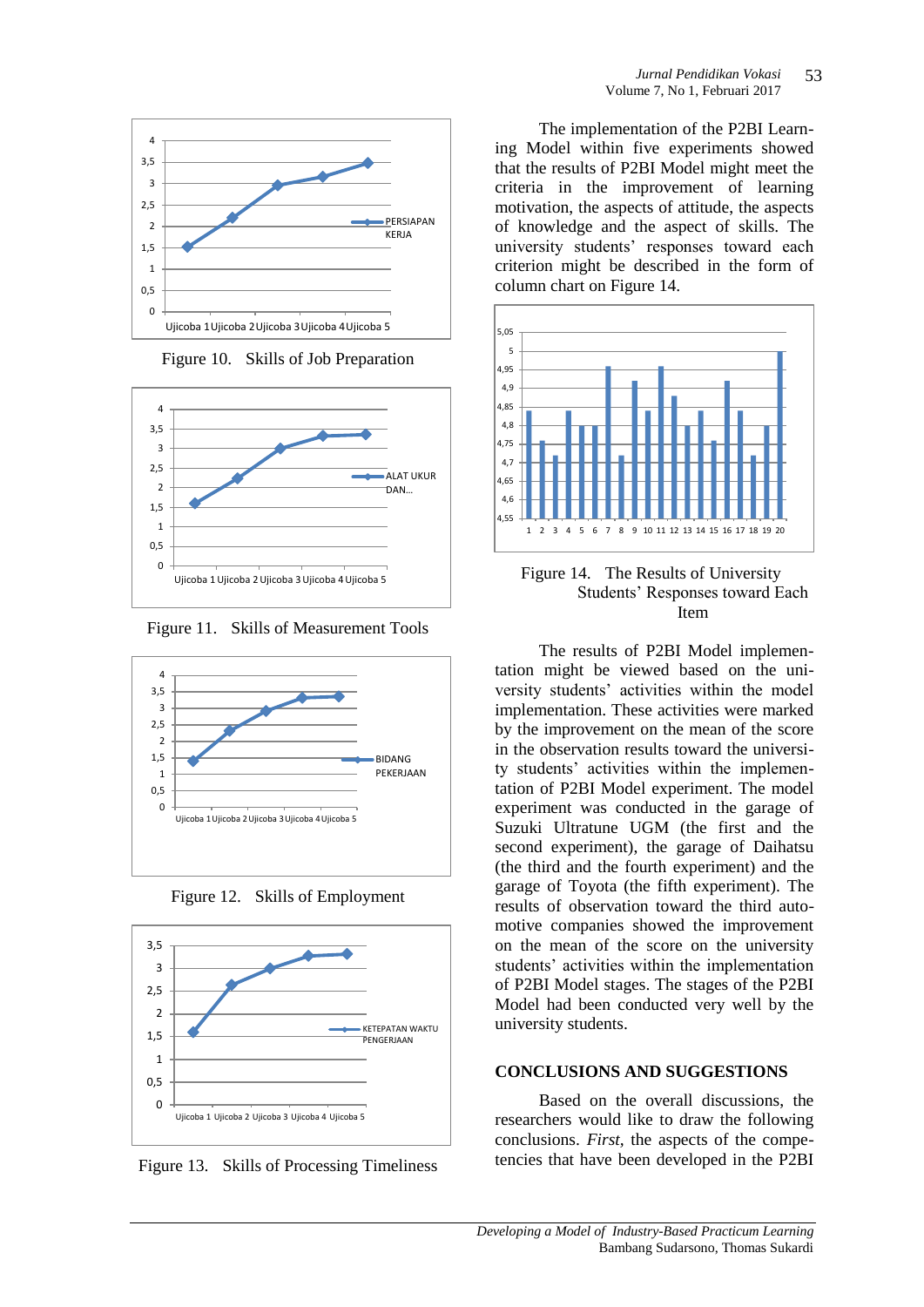Figure 10. Skills of Job Preparation

Figure 11. Skills of Measurement Tools

Figure 12. Skills of Employment

Figure 13. Skills of Processing Timeliness

The implementation of the P2BI Learning Model within five experiments showed that the results of P2BI Model might meet the criteria in the improvement of learning motivation, the aspects of attitude, the aspects of knowledge and the aspect of skills. The university students' responses toward each criterion might be described in the form of column chart on Figure 14.

Figure 14. The Results of University Students' Responses toward Each Item

The results of P2BI Model implementation might be viewed based on the university students' activities within the model implementation. These activities were marked by the improvement on the mean of the score in the observation results toward the university students' activities within the implementation of P2BI Model experiment. The model experiment was conducted in the garage of Suzuki Ultratune UGM (the first and the second experiment), the garage of Daihatsu (the third and the fourth experiment) and the garage of Toyota (the fifth experiment). The results of observation toward the third automotive companies showed the improvement on the mean of the score on the university students' activities within the implementation of P2BI Model stages. The stages of the P2BI Model had been conducted very well by the university students.

## CONCLUSIONS AND SUGGESTIONS

Based on the overall discussions, the researchers would like to draw the following conclusions. *First*, the aspects of the competencies that have been developed in the P2BI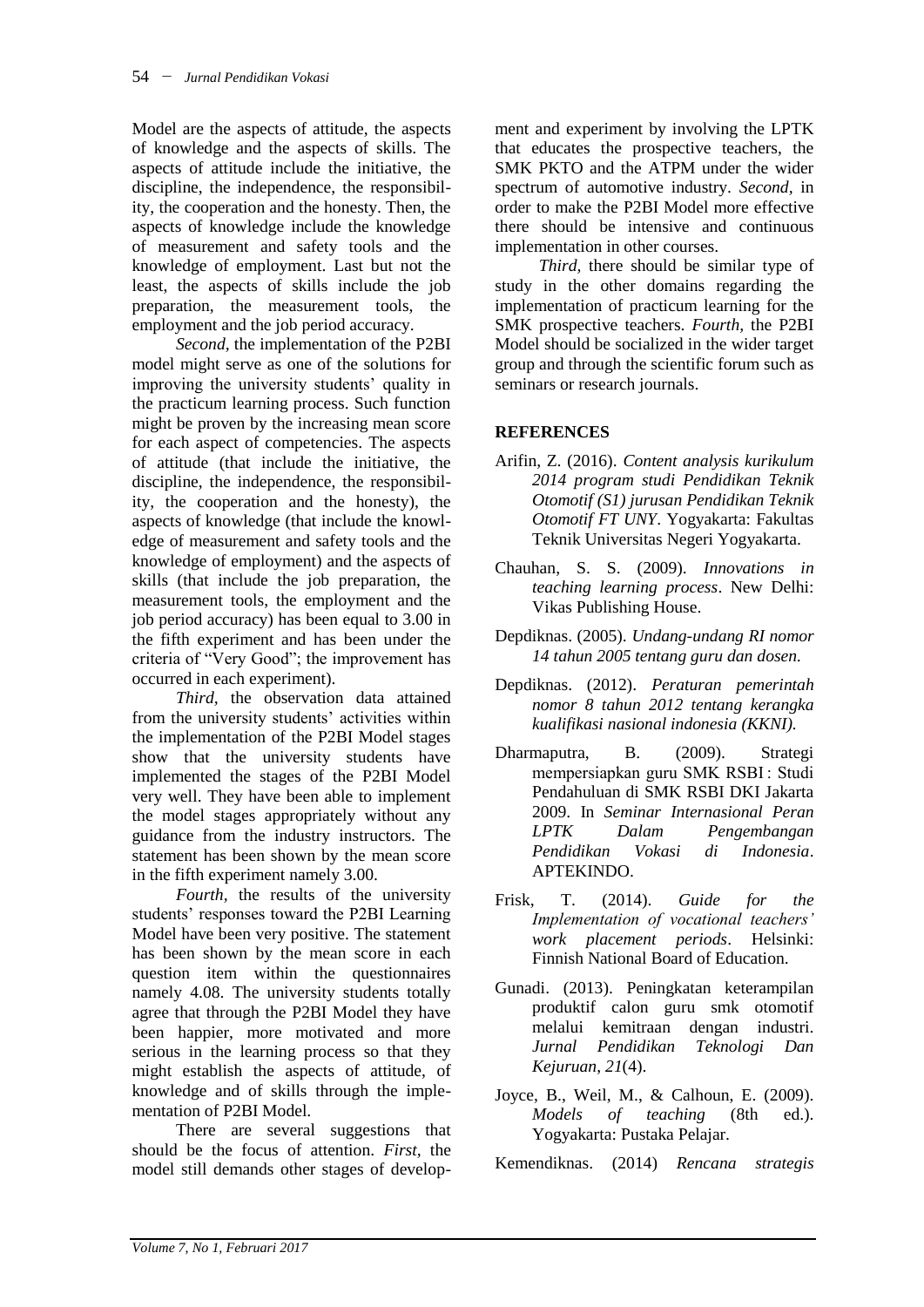Model are the aspects of attitude, the aspects of knowledge and the aspects of skills. The aspects of attitude include the initiative, the discipline, the independence, the responsibility, the cooperation and the honesty. Then, the aspects of knowledge include the knowledge of measurement and safety tools and the knowledge of employment. Last but not the least, the aspects of skills include the job preparation, the measurement tools, the employment and the job period accuracy.

*Second,* the implementation of the P2BI model might serve as one of the solutions for improving the university students' quality in the practicum learning process. Such function might be proven by the increasing mean score for each aspect of competencies. The aspects of attitude (that include the initiative, the discipline, the independence, the responsibility, the cooperation and the honesty), the aspects of knowledge (that include the knowledge of measurement and safety tools and the knowledge of employment) and the aspects of skills (that include the job preparation, the measurement tools, the employment and the job period accuracy) has been equal to 3.00 in the fifth experiment and has been under the criteria of "Very Good"; the improvement has occurred in each experiment).

*Third,* the observation data attained from the university students' activities within the implementation of the P2BI Model stages show that the university students have implemented the stages of the P2BI Model very well. They have been able to implement the model stages appropriately without any guidance from the industry instructors. The statement has been shown by the mean score in the fifth experiment namely 3.00.

*Fourth,* the results of the university students' responses toward the P2BI Learning Model have been very positive. The statement has been shown by the mean score in each question item within the questionnaires namely 4.08. The university students totally agree that through the P2BI Model they have been happier, more motivated and more serious in the learning process so that they might establish the aspects of attitude, of knowledge and of skills through the implementation of P2BI Model.

There are several suggestions that should be the focus of attention. *First,* the model still demands other stages of development and experiment by involving the LPTK that educates the prospective teachers, the SMK PKTO and the ATPM under the wider spectrum of automotive industry. *Second,* in order to make the P2BI Model more effective there should be intensive and continuous implementation in other courses.

*Third,* there should be similar type of study in the other domains regarding the implementation of practicum learning for the SMK prospective teachers. *Fourth,* the P2BI Model should be socialized in the wider target group and through the scientific forum such as seminars or research journals.

## REFERENCES

Arifin, Z. (2016). *Content analysis kurikulum 2014 program studi Pendidikan Teknik Otomotif (S1) jurusan Pendidikan Teknik Otomotif FT UNY*. Yogyakarta: Fakultas Teknik Universitas Negeri Yogyakarta.

Chauhan, S. S. (2009). *Innovations in teaching learning process*. New Delhi: Vikas Publishing House.

Depdiknas. (2005). *Undang-undang RI nomor 14 tahun 2005 tentang guru dan dosen.*

Depdiknas. (2012). *Peraturan pemerintah nomor 8 tahun 2012 tentang kerangka kualifikasi nasional indonesia (KKNI).*

Dharmaputra, B. (2009). Strategi mempersiapkan guru SMK RSBI : Studi Pendahuluan di SMK RSBI DKI Jakarta 2009. In *Seminar Internasional Peran LPTK Dalam Pengembangan Pendidikan Vokasi di Indonesia*. APTEKINDO.

Frisk, T. (2014). *Guide for the Implementation of vocational teachers' work placement periods*. Helsinki: Finnish National Board of Education.

Gunadi. (2013). Peningkatan keterampilan produktif calon guru smk otomotif melalui kemitraan dengan industri. *Jurnal Pendidikan Teknologi Dan Kejuruan*, *21*(4).

Joyce, B., Weil, M., & Calhoun, E. (2009). *Models of teaching* (8th ed.). Yogyakarta: Pustaka Pelajar.

Kemendiknas. (2014) *Rencana strategis*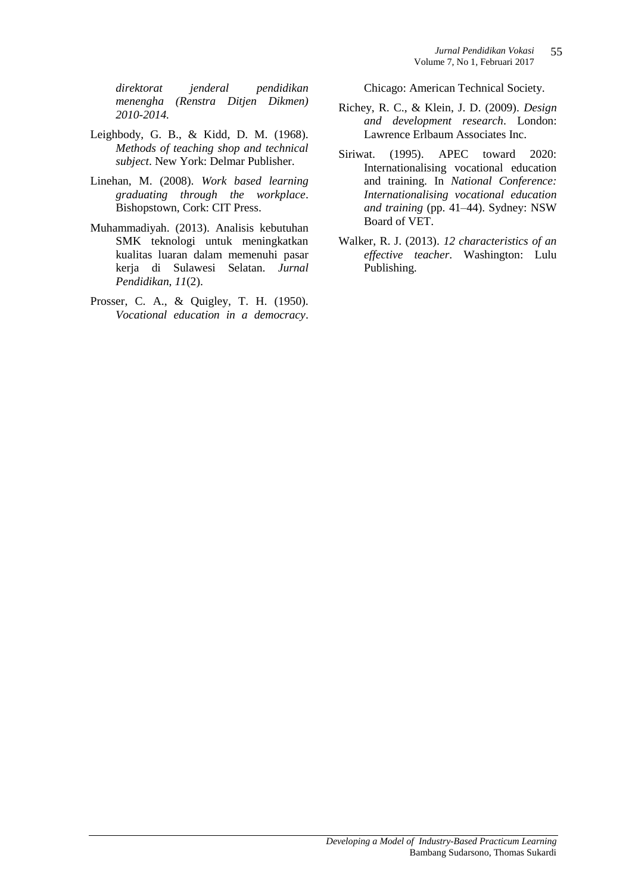*direktorat jenderal pendidikan menengha (Renstra Ditjen Dikmen) 2010-2014.*

Leighbody, G. B., & Kidd, D. M. (1968). *Methods of teaching shop and technical subject*. New York: Delmar Publisher.

Linehan, M. (2008). *Work based learning graduating through the workplace*. Bishopstown, Cork: CIT Press.

Muhammadiyah. (2013). Analisis kebutuhan SMK teknologi untuk meningkatkan kualitas luaran dalam memenuhi pasar kerja di Sulawesi Selatan. *Jurnal Pendidikan*, *11*(2).

Prosser, C. A., & Quigley, T. H. (1950). *Vocational education in a democracy*. Chicago: American Technical Society.

Richey, R. C., & Klein, J. D. (2009). *Design and development research*. London: Lawrence Erlbaum Associates Inc.

Siriwat. (1995). APEC toward 2020: Internationalising vocational education and training. In *National Conference: Internationalising vocational education and training* (pp. 41–44). Sydney: NSW Board of VET.

Walker, R. J. (2013). *12 characteristics of an effective teacher*. Washington: Lulu Publishing.